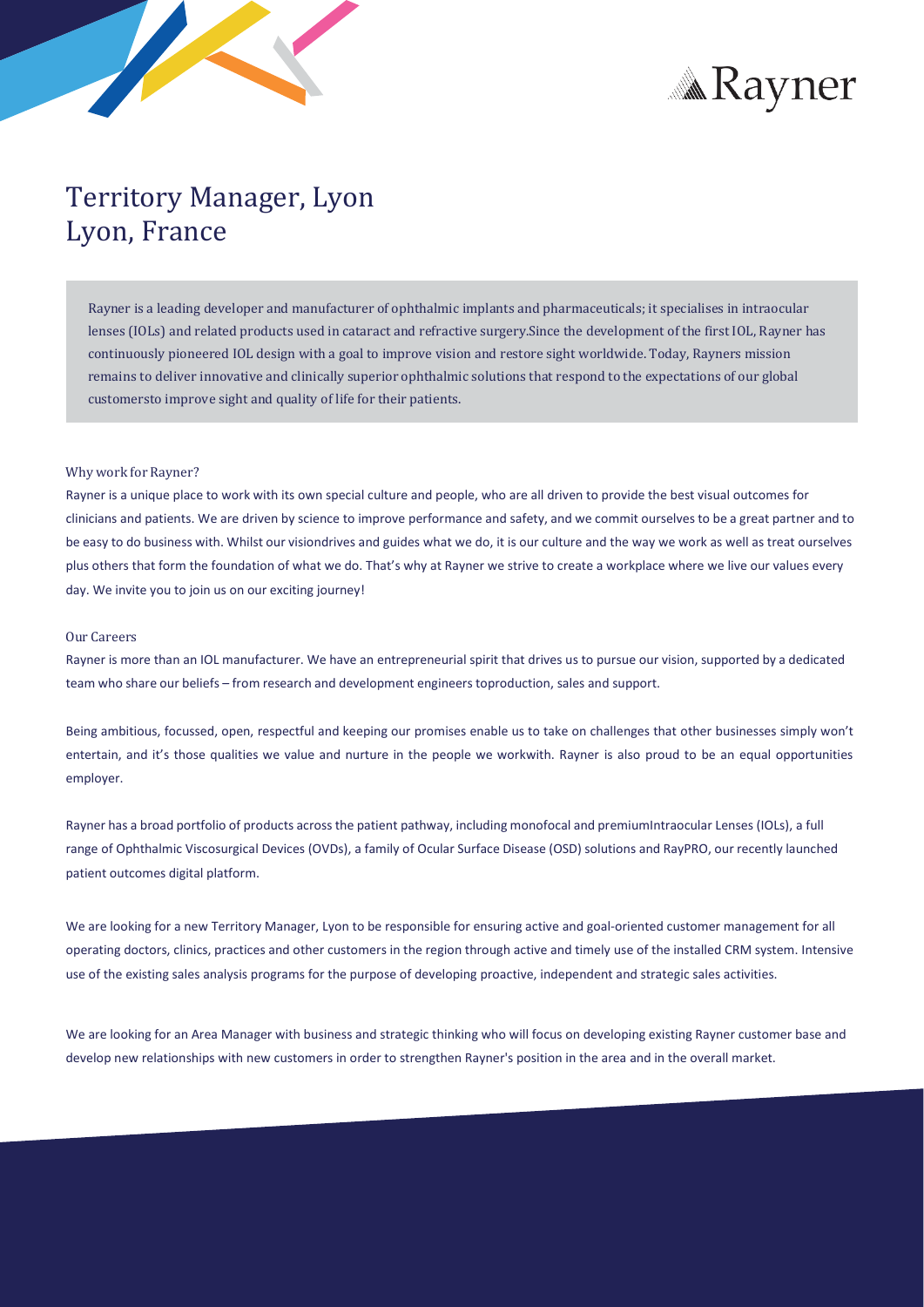# Territory Manager, Lyon
## Lyon, France

Rayner is a leading developer and manufacturer of ophthalmic implants and pharmaceuticals; it specialises in intraocular lenses (IOLs) and related products used in cataract and refractive surgery.Since the development of the first IOL, Rayner has continuously pioneered IOL design with a goal to improve vision and restore sight worldwide. Today, Rayners mission remains to deliver innovative and clinically superior ophthalmic solutions that respond to the expectations of our global customersto improve sight and quality of life for their patients.

### Why work for Rayner?

Rayner is a unique place to work with its own special culture and people, who are all driven to provide the best visual outcomes for clinicians and patients. We are driven by science to improve performance and safety, and we commit ourselves to be a great partner and to be easy to do business with. Whilst our visiondrives and guides what we do, it is our culture and the way we work as well as treat ourselves plus others that form the foundation of what we do. That's why at Rayner we strive to create a workplace where we live our values every day. We invite you to join us on our exciting journey!

### Our Careers

Rayner is more than an IOL manufacturer. We have an entrepreneurial spirit that drives us to pursue our vision, supported by a dedicated team who share our beliefs – from research and development engineers toproduction, sales and support.

Being ambitious, focussed, open, respectful and keeping our promises enable us to take on challenges that other businesses simply won't entertain, and it's those qualities we value and nurture in the people we workwith. Rayner is also proud to be an equal opportunities employer.

Rayner has a broad portfolio of products across the patient pathway, including monofocal and premiumIntraocular Lenses (IOLs), a full range of Ophthalmic Viscosurgical Devices (OVDs), a family of Ocular Surface Disease (OSD) solutions and RayPRO, our recently launched patient outcomes digital platform.

We are looking for a new Territory Manager, Lyon to be responsible for ensuring active and goal-oriented customer management for all operating doctors, clinics, practices and other customers in the region through active and timely use of the installed CRM system. Intensive use of the existing sales analysis programs for the purpose of developing proactive, independent and strategic sales activities.

We are looking for an Area Manager with business and strategic thinking who will focus on developing existing Rayner customer base and develop new relationships with new customers in order to strengthen Rayner's position in the area and in the overall market.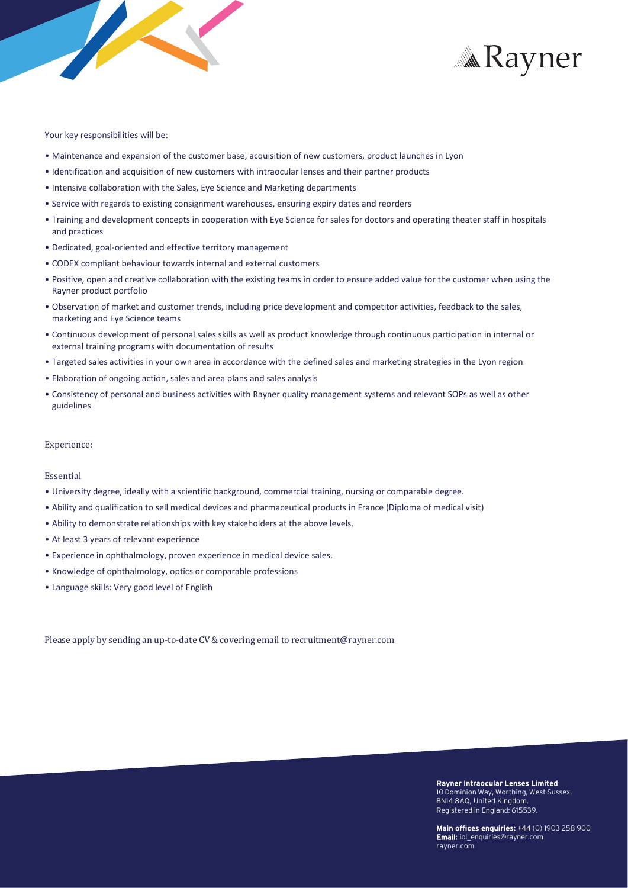Your key responsibilities will be:

- Maintenance and expansion of the customer base, acquisition of new customers, product launches in Lyon
- Identification and acquisition of new customers with intraocular lenses and their partner products
- Intensive collaboration with the Sales, Eye Science and Marketing departments
- Service with regards to existing consignment warehouses, ensuring expiry dates and reorders
- Training and development concepts in cooperation with Eye Science for sales for doctors and operating theater staff in hospitals and practices
- Dedicated, goal-oriented and effective territory management
- CODEX compliant behaviour towards internal and external customers
- Positive, open and creative collaboration with the existing teams in order to ensure added value for the customer when using the Rayner product portfolio
- Observation of market and customer trends, including price development and competitor activities, feedback to the sales, marketing and Eye Science teams
- Continuous development of personal sales skills as well as product knowledge through continuous participation in internal or external training programs with documentation of results
- Targeted sales activities in your own area in accordance with the defined sales and marketing strategies in the Lyon region
- Elaboration of ongoing action, sales and area plans and sales analysis
- Consistency of personal and business activities with Rayner quality management systems and relevant SOPs as well as other guidelines

Experience:

Essential

- University degree, ideally with a scientific background, commercial training, nursing or comparable degree.
- Ability and qualification to sell medical devices and pharmaceutical products in France (Diploma of medical visit)
- Ability to demonstrate relationships with key stakeholders at the above levels.
- At least 3 years of relevant experience
- Experience in ophthalmology, proven experience in medical device sales.
- Knowledge of ophthalmology, optics or comparable professions
- Language skills: Very good level of English

Please apply by sending an up-to-date CV & covering email to recruitment@rayner.com

**Rayner Intraocular Lenses Limited**
10 Dominion Way, Worthing, West Sussex, BN14 8AQ, United Kingdom.
Registered in England: 615539.

**Main offices enquiries:** +44 (0) 1903 258 900
**Email:** iol_enquiries@rayner.com
rayner.com